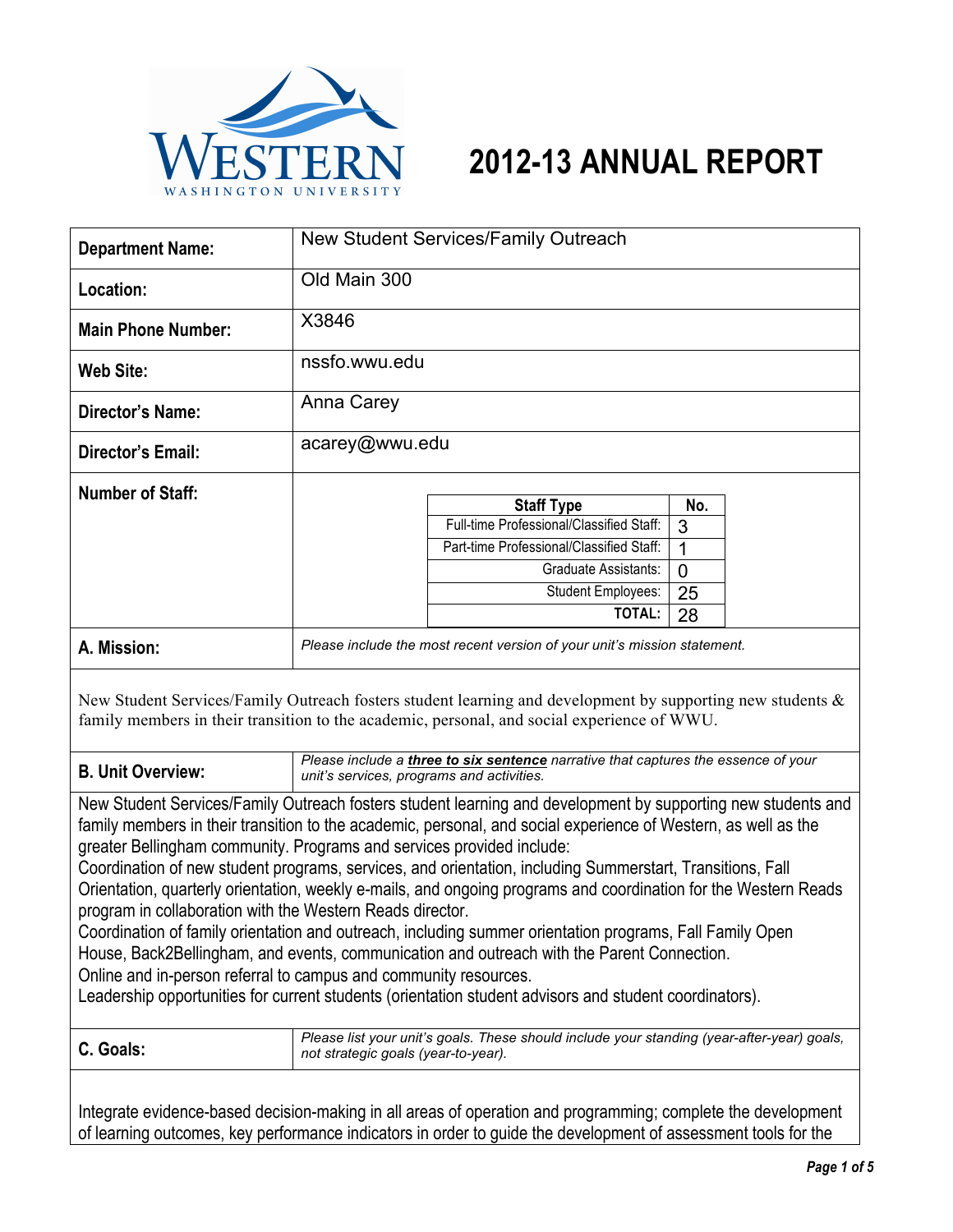# 2012-13 ANNUAL REPORT

| | |
|---|---|
| **Department Name:** | New Student Services/Family Outreach |
| **Location:** | Old Main 300 |
| **Main Phone Number:** | X3846 |
| **Web Site:** | nssfo.wwu.edu |
| **Director's Name:** | Anna Carey |
| **Director's Email:** | acarey@wwu.edu |

**Number of Staff:**

| Staff Type | No. |
|---|---|
| Full-time Professional/Classified Staff: | 3 |
| Part-time Professional/Classified Staff: | 1 |
| Graduate Assistants: | 0 |
| Student Employees: | 25 |
| **TOTAL:** | 28 |

## A. Mission:

*Please include the most recent version of your unit's mission statement.*

New Student Services/Family Outreach fosters student learning and development by supporting new students & family members in their transition to the academic, personal, and social experience of WWU.

## B. Unit Overview:

*Please include a* ***three to six sentence*** *narrative that captures the essence of your unit's services, programs and activities.*

New Student Services/Family Outreach fosters student learning and development by supporting new students and family members in their transition to the academic, personal, and social experience of Western, as well as the greater Bellingham community. Programs and services provided include:

Coordination of new student programs, services, and orientation, including Summerstart, Transitions, Fall Orientation, quarterly orientation, weekly e-mails, and ongoing programs and coordination for the Western Reads program in collaboration with the Western Reads director.

Coordination of family orientation and outreach, including summer orientation programs, Fall Family Open House, Back2Bellingham, and events, communication and outreach with the Parent Connection.

Online and in-person referral to campus and community resources.

Leadership opportunities for current students (orientation student advisors and student coordinators).

## C. Goals:

*Please list your unit's goals. These should include your standing (year-after-year) goals, not strategic goals (year-to-year).*

Integrate evidence-based decision-making in all areas of operation and programming; complete the development of learning outcomes, key performance indicators in order to guide the development of assessment tools for the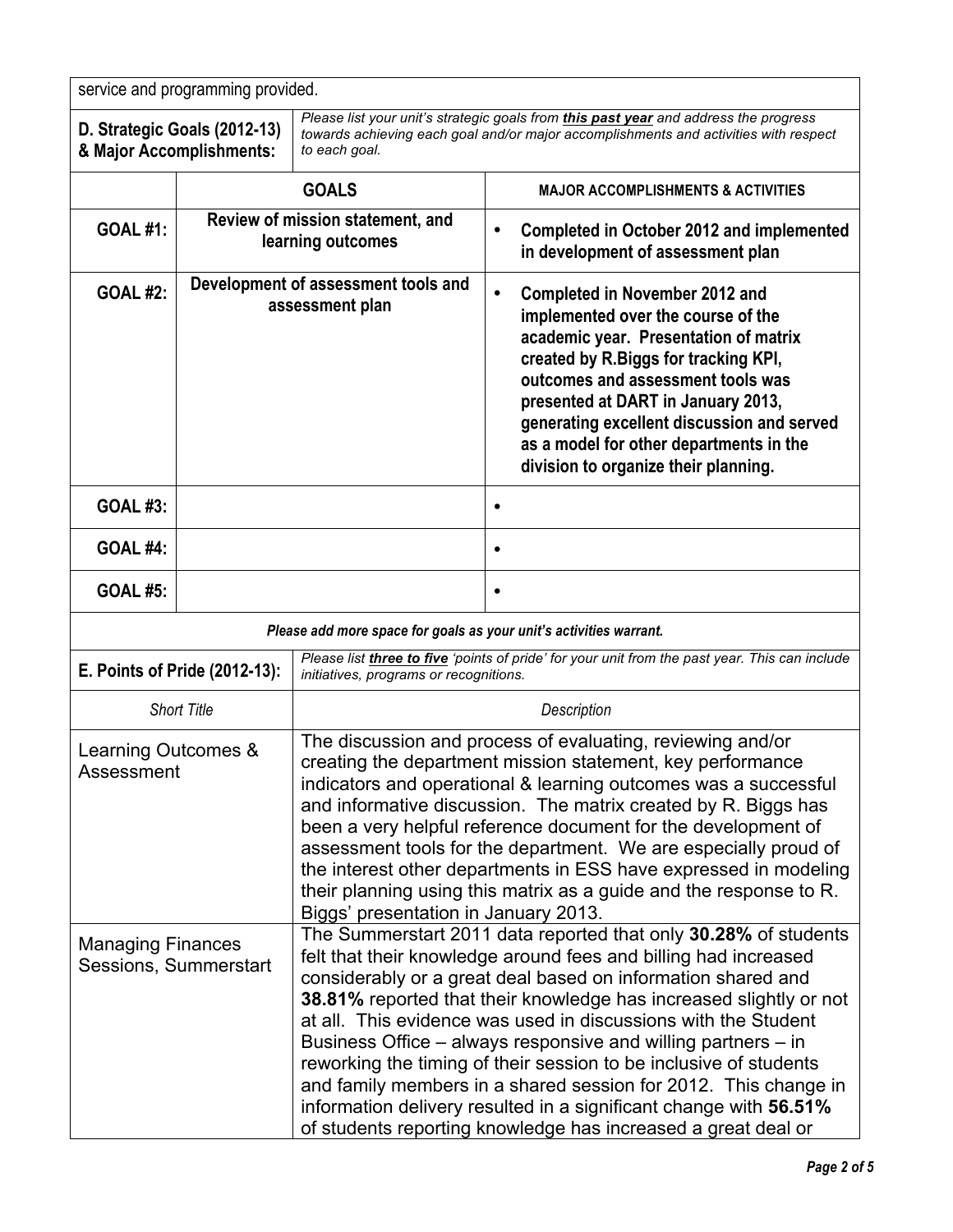service and programming provided.

| **D. Strategic Goals (2012-13) & Major Accomplishments:** | *Please list your unit's strategic goals from **this past year** and address the progress towards achieving each goal and/or major accomplishments and activities with respect to each goal.* | |
|---|---|---|
| | **GOALS** | **MAJOR ACCOMPLISHMENTS & ACTIVITIES** |
| **GOAL #1:** | **Review of mission statement, and learning outcomes** | • **Completed in October 2012 and implemented in development of assessment plan** |
| **GOAL #2:** | **Development of assessment tools and assessment plan** | • **Completed in November 2012 and implemented over the course of the academic year. Presentation of matrix created by R.Biggs for tracking KPI, outcomes and assessment tools was presented at DART in January 2013, generating excellent discussion and served as a model for other departments in the division to organize their planning.** |
| **GOAL #3:** | | • |
| **GOAL #4:** | | • |
| **GOAL #5:** | | • |

***Please add more space for goals as your unit's activities warrant.***

| **E. Points of Pride (2012-13):** | *Please list **three to five** 'points of pride' for your unit from the past year. This can include initiatives, programs or recognitions.* |
|---|---|
| *Short Title* | *Description* |
| Learning Outcomes & Assessment | The discussion and process of evaluating, reviewing and/or creating the department mission statement, key performance indicators and operational & learning outcomes was a successful and informative discussion. The matrix created by R. Biggs has been a very helpful reference document for the development of assessment tools for the department. We are especially proud of the interest other departments in ESS have expressed in modeling their planning using this matrix as a guide and the response to R. Biggs' presentation in January 2013. |
| Managing Finances Sessions, Summerstart | The Summerstart 2011 data reported that only **30.28%** of students felt that their knowledge around fees and billing had increased considerably or a great deal based on information shared and **38.81%** reported that their knowledge has increased slightly or not at all. This evidence was used in discussions with the Student Business Office – always responsive and willing partners – in reworking the timing of their session to be inclusive of students and family members in a shared session for 2012. This change in information delivery resulted in a significant change with **56.51%** of students reporting knowledge has increased a great deal or |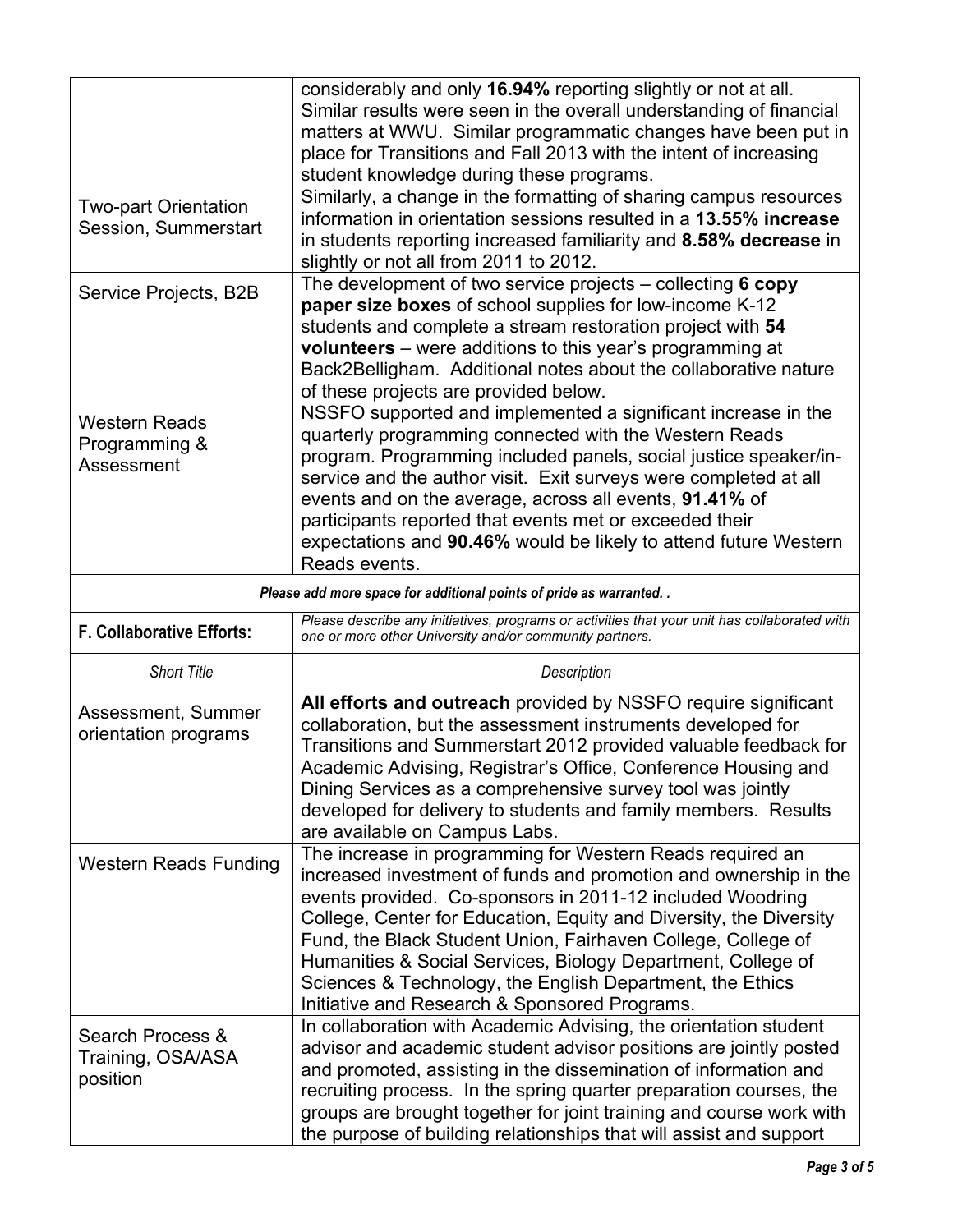| | |
|---|---|
| | considerably and only **16.94%** reporting slightly or not at all. Similar results were seen in the overall understanding of financial matters at WWU. Similar programmatic changes have been put in place for Transitions and Fall 2013 with the intent of increasing student knowledge during these programs. |
| Two-part Orientation Session, Summerstart | Similarly, a change in the formatting of sharing campus resources information in orientation sessions resulted in a **13.55% increase** in students reporting increased familiarity and **8.58% decrease** in slightly or not all from 2011 to 2012. |
| Service Projects, B2B | The development of two service projects – collecting **6 copy paper size boxes** of school supplies for low-income K-12 students and complete a stream restoration project with **54 volunteers** – were additions to this year's programming at Back2Belligham. Additional notes about the collaborative nature of these projects are provided below. |
| Western Reads Programming & Assessment | NSSFO supported and implemented a significant increase in the quarterly programming connected with the Western Reads program. Programming included panels, social justice speaker/in-service and the author visit. Exit surveys were completed at all events and on the average, across all events, **91.41%** of participants reported that events met or exceeded their expectations and **90.46%** would be likely to attend future Western Reads events. |

*Please add more space for additional points of pride as warranted. .*

| **F. Collaborative Efforts:** | *Please describe any initiatives, programs or activities that your unit has collaborated with one or more other University and/or community partners.* |
|---|---|
| *Short Title* | *Description* |
| Assessment, Summer orientation programs | **All efforts and outreach** provided by NSSFO require significant collaboration, but the assessment instruments developed for Transitions and Summerstart 2012 provided valuable feedback for Academic Advising, Registrar's Office, Conference Housing and Dining Services as a comprehensive survey tool was jointly developed for delivery to students and family members. Results are available on Campus Labs. |
| Western Reads Funding | The increase in programming for Western Reads required an increased investment of funds and promotion and ownership in the events provided. Co-sponsors in 2011-12 included Woodring College, Center for Education, Equity and Diversity, the Diversity Fund, the Black Student Union, Fairhaven College, College of Humanities & Social Services, Biology Department, College of Sciences & Technology, the English Department, the Ethics Initiative and Research & Sponsored Programs. |
| Search Process & Training, OSA/ASA position | In collaboration with Academic Advising, the orientation student advisor and academic student advisor positions are jointly posted and promoted, assisting in the dissemination of information and recruiting process. In the spring quarter preparation courses, the groups are brought together for joint training and course work with the purpose of building relationships that will assist and support |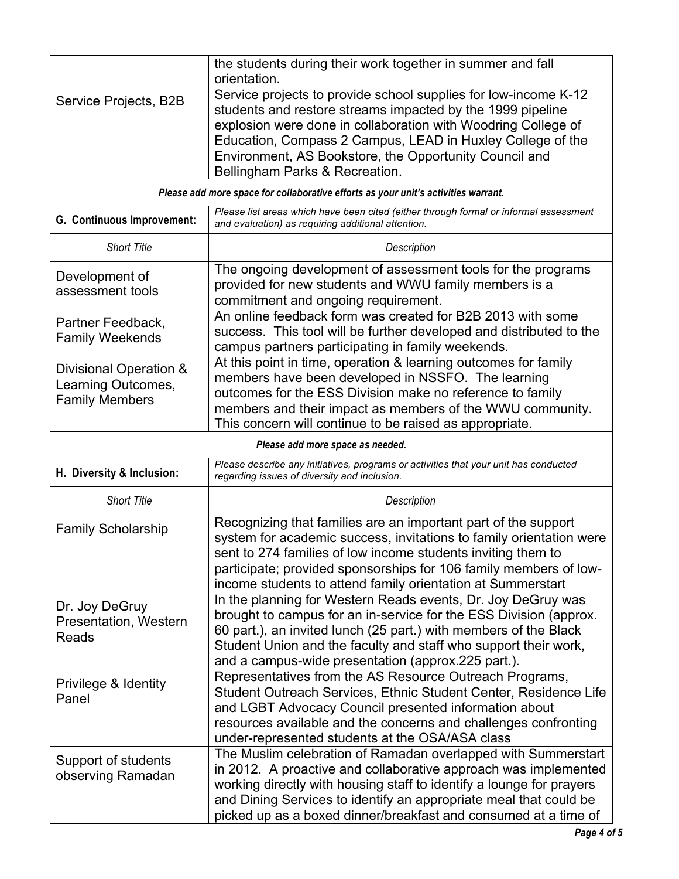| | |
|---|---|
| | the students during their work together in summer and fall orientation. |
| Service Projects, B2B | Service projects to provide school supplies for low-income K-12 students and restore streams impacted by the 1999 pipeline explosion were done in collaboration with Woodring College of Education, Compass 2 Campus, LEAD in Huxley College of the Environment, AS Bookstore, the Opportunity Council and Bellingham Parks & Recreation. |
| ***Please add more space for collaborative efforts as your unit's activities warrant.*** | |

| **G. Continuous Improvement:** | *Please list areas which have been cited (either through formal or informal assessment and evaluation) as requiring additional attention.* |
|---|---|
| *Short Title* | *Description* |
| Development of assessment tools | The ongoing development of assessment tools for the programs provided for new students and WWU family members is a commitment and ongoing requirement. |
| Partner Feedback, Family Weekends | An online feedback form was created for B2B 2013 with some success. This tool will be further developed and distributed to the campus partners participating in family weekends. |
| Divisional Operation & Learning Outcomes, Family Members | At this point in time, operation & learning outcomes for family members have been developed in NSSFO. The learning outcomes for the ESS Division make no reference to family members and their impact as members of the WWU community. This concern will continue to be raised as appropriate. |
| ***Please add more space as needed.*** | |

| **H. Diversity & Inclusion:** | *Please describe any initiatives, programs or activities that your unit has conducted regarding issues of diversity and inclusion.* |
|---|---|
| *Short Title* | *Description* |
| Family Scholarship | Recognizing that families are an important part of the support system for academic success, invitations to family orientation were sent to 274 families of low income students inviting them to participate; provided sponsorships for 106 family members of low-income students to attend family orientation at Summerstart |
| Dr. Joy DeGruy Presentation, Western Reads | In the planning for Western Reads events, Dr. Joy DeGruy was brought to campus for an in-service for the ESS Division (approx. 60 part.), an invited lunch (25 part.) with members of the Black Student Union and the faculty and staff who support their work, and a campus-wide presentation (approx.225 part.). |
| Privilege & Identity Panel | Representatives from the AS Resource Outreach Programs, Student Outreach Services, Ethnic Student Center, Residence Life and LGBT Advocacy Council presented information about resources available and the concerns and challenges confronting under-represented students at the OSA/ASA class |
| Support of students observing Ramadan | The Muslim celebration of Ramadan overlapped with Summerstart in 2012. A proactive and collaborative approach was implemented working directly with housing staff to identify a lounge for prayers and Dining Services to identify an appropriate meal that could be picked up as a boxed dinner/breakfast and consumed at a time of |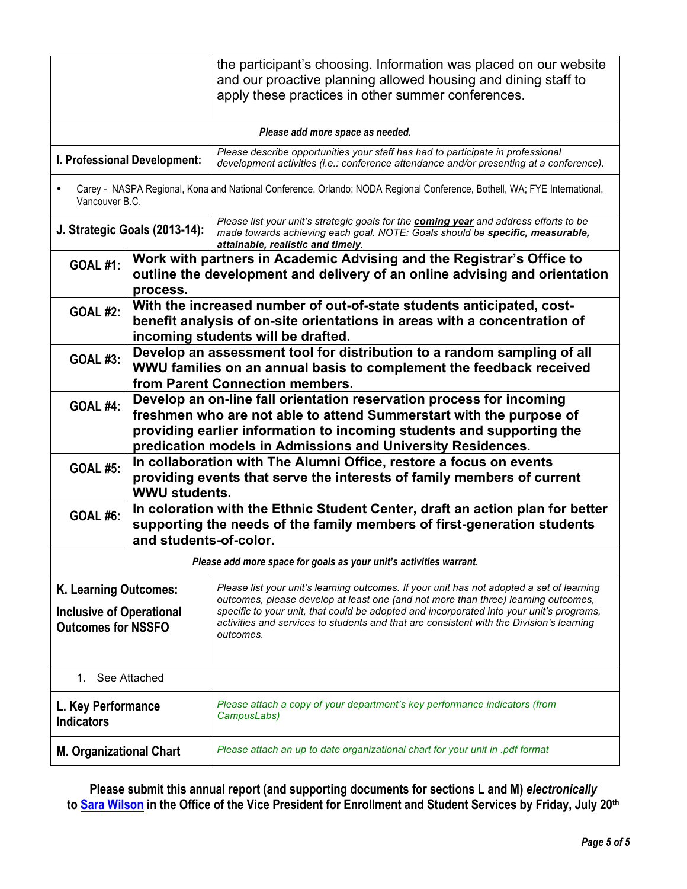| | |
|---|---|
| | the participant's choosing. Information was placed on our website and our proactive planning allowed housing and dining staff to apply these practices in other summer conferences. |

*Please add more space as needed.*

| | |
|---|---|
| **I. Professional Development:** | *Please describe opportunities your staff has had to participate in professional development activities (i.e.: conference attendance and/or presenting at a conference).* |

- Carey - NASPA Regional, Kona and National Conference, Orlando; NODA Regional Conference, Bothell, WA; FYE International, Vancouver B.C.

| | |
|---|---|
| **J. Strategic Goals (2013-14):** | *Please list your unit's strategic goals for the **coming year** and address efforts to be made towards achieving each goal. NOTE: Goals should be **specific, measurable, attainable, realistic and timely**.* |
| **GOAL #1:** | **Work with partners in Academic Advising and the Registrar's Office to outline the development and delivery of an online advising and orientation process.** |
| **GOAL #2:** | **With the increased number of out-of-state students anticipated, cost-benefit analysis of on-site orientations in areas with a concentration of incoming students will be drafted.** |
| **GOAL #3:** | **Develop an assessment tool for distribution to a random sampling of all WWU families on an annual basis to complement the feedback received from Parent Connection members.** |
| **GOAL #4:** | **Develop an on-line fall orientation reservation process for incoming freshmen who are not able to attend Summerstart with the purpose of providing earlier information to incoming students and supporting the predication models in Admissions and University Residences.** |
| **GOAL #5:** | **In collaboration with The Alumni Office, restore a focus on events providing events that serve the interests of family members of current WWU students.** |
| **GOAL #6:** | **In coloration with the Ethnic Student Center, draft an action plan for better supporting the needs of the family members of first-generation students and students-of-color.** |

*Please add more space for goals as your unit's activities warrant.*

| | |
|---|---|
| **K. Learning Outcomes:**<br><br>**Inclusive of Operational Outcomes for NSSFO** | *Please list your unit's learning outcomes. If your unit has not adopted a set of learning outcomes, please develop at least one (and not more than three) learning outcomes, specific to your unit, that could be adopted and incorporated into your unit's programs, activities and services to students and that are consistent with the Division's learning outcomes.* |

1. See Attached

| | |
|---|---|
| **L. Key Performance Indicators** | *Please attach a copy of your department's key performance indicators (from CampusLabs)* |
| **M. Organizational Chart** | *Please attach an up to date organizational chart for your unit in .pdf format* |

**Please submit this annual report (and supporting documents for sections L and M) *electronically* to [Sara Wilson] in the Office of the Vice President for Enrollment and Student Services by Friday, July 20th**